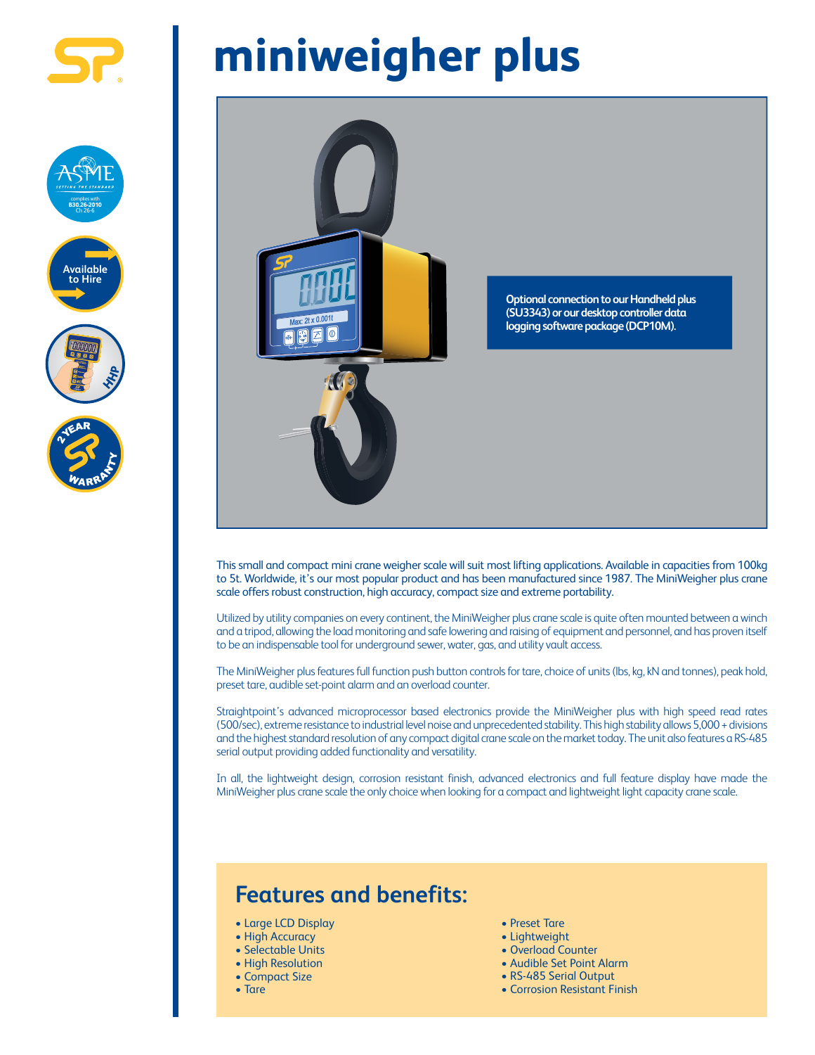# miniweigher plus

Optional connection to our Handheld plus (SU3343) or our desktop controller data logging software package (DCP10M).

This small and compact mini crane weigher scale will suit most lifting applications. Available in capacities from 100kg to 5t. Worldwide, it's our most popular product and has been manufactured since 1987. The MiniWeigher plus crane scale offers robust construction, high accuracy, compact size and extreme portability.

Utilized by utility companies on every continent, the MiniWeigher plus crane scale is quite often mounted between a winch and a tripod, allowing the load monitoring and safe lowering and raising of equipment and personnel, and has proven itself to be an indispensable tool for underground sewer, water, gas, and utility vault access.

The MiniWeigher plus features full function push button controls for tare, choice of units (lbs, kg, kN and tonnes), peak hold, preset tare, audible set-point alarm and an overload counter.

Straightpoint's advanced microprocessor based electronics provide the MiniWeigher plus with high speed read rates (500/sec), extreme resistance to industrial level noise and unprecedented stability. This high stability allows 5,000 + divisions and the highest standard resolution of any compact digital crane scale on the market today. The unit also features a RS-485 serial output providing added functionality and versatility.

In all, the lightweight design, corrosion resistant finish, advanced electronics and full feature display have made the MiniWeigher plus crane scale the only choice when looking for a compact and lightweight light capacity crane scale.

## Features and benefits:

- Large LCD Display
- High Accuracy
- Selectable Units
- High Resolution
- Compact Size
- Tare
- Preset Tare
- Lightweight
- Overload Counter
- Audible Set Point Alarm
- RS-485 Serial Output
- Corrosion Resistant Finish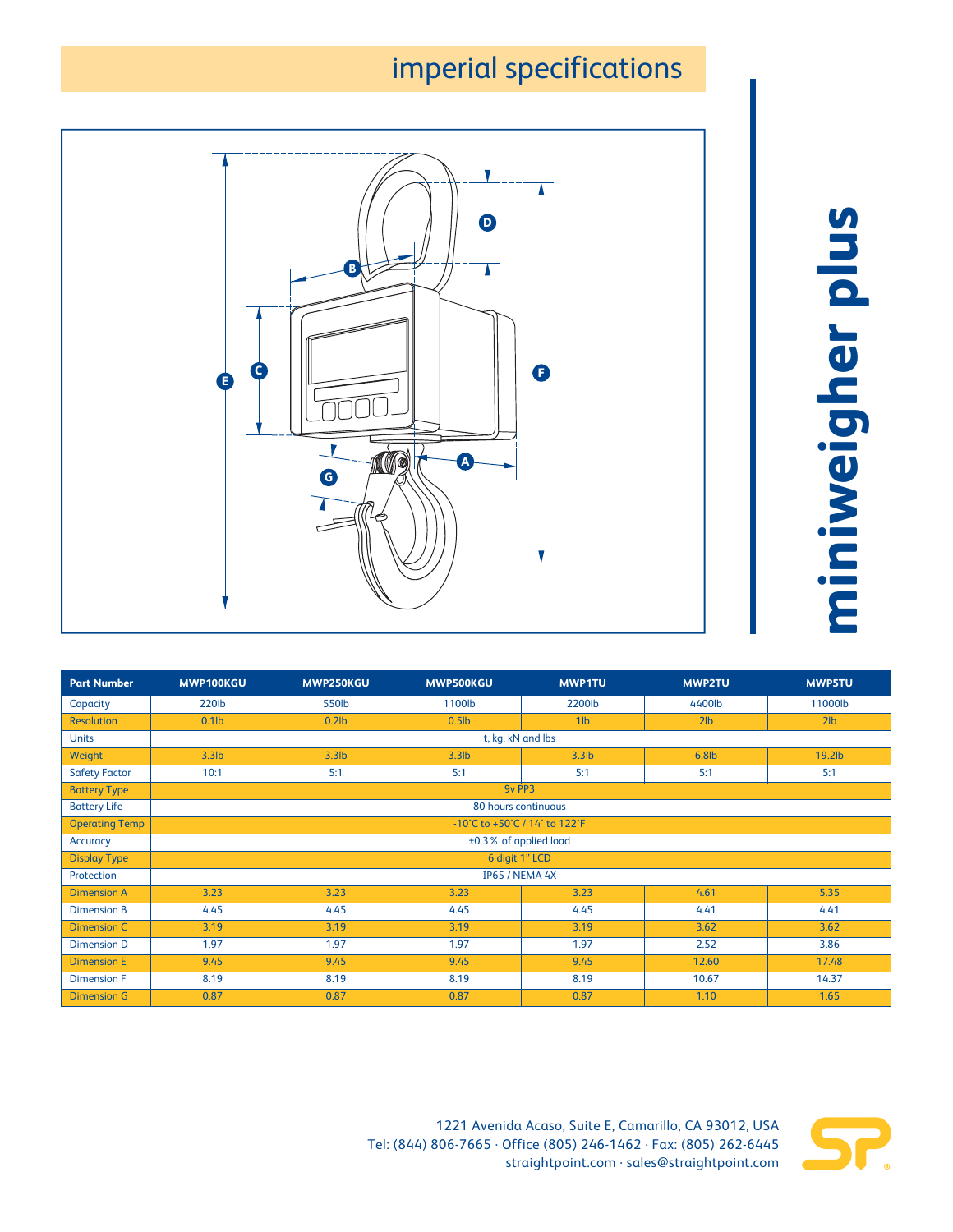# imperial specifications

A
B
C
D
E
F
G

**miniweigher plus**

| Part Number | MWP100KGU | MWP250KGU | MWP500KGU | MWP1TU | MWP2TU | MWP5TU |
|---|---|---|---|---|---|---|
| Capacity | 220lb | 550lb | 1100lb | 2200lb | 4400lb | 11000lb |
| Resolution | 0.1lb | 0.2lb | 0.5lb | 1lb | 2lb | 2lb |
| Units | t, kg, kN and lbs | | | | | |
| Weight | 3.3lb | 3.3lb | 3.3lb | 3.3lb | 6.8lb | 19.2lb |
| Safety Factor | 10:1 | 5:1 | 5:1 | 5:1 | 5:1 | 5:1 |
| Battery Type | 9v PP3 | | | | | |
| Battery Life | 80 hours continuous | | | | | |
| Operating Temp | -10˚C to +50˚C / 14˚ to 122˚F | | | | | |
| Accuracy | ±0.3 % of applied load | | | | | |
| Display Type | 6 digit 1" LCD | | | | | |
| Protection | IP65 / NEMA 4X | | | | | |
| Dimension A | 3.23 | 3.23 | 3.23 | 3.23 | 4.61 | 5.35 |
| Dimension B | 4.45 | 4.45 | 4.45 | 4.45 | 4.41 | 4.41 |
| Dimension C | 3.19 | 3.19 | 3.19 | 3.19 | 3.62 | 3.62 |
| Dimension D | 1.97 | 1.97 | 1.97 | 1.97 | 2.52 | 3.86 |
| Dimension E | 9.45 | 9.45 | 9.45 | 9.45 | 12.60 | 17.48 |
| Dimension F | 8.19 | 8.19 | 8.19 | 8.19 | 10.67 | 14.37 |
| Dimension G | 0.87 | 0.87 | 0.87 | 0.87 | 1.10 | 1.65 |

1221 Avenida Acaso, Suite E, Camarillo, CA 93012, USA
Tel: (844) 806-7665 · Office (805) 246-1462 · Fax: (805) 262-6445
straightpoint.com · sales@straightpoint.com